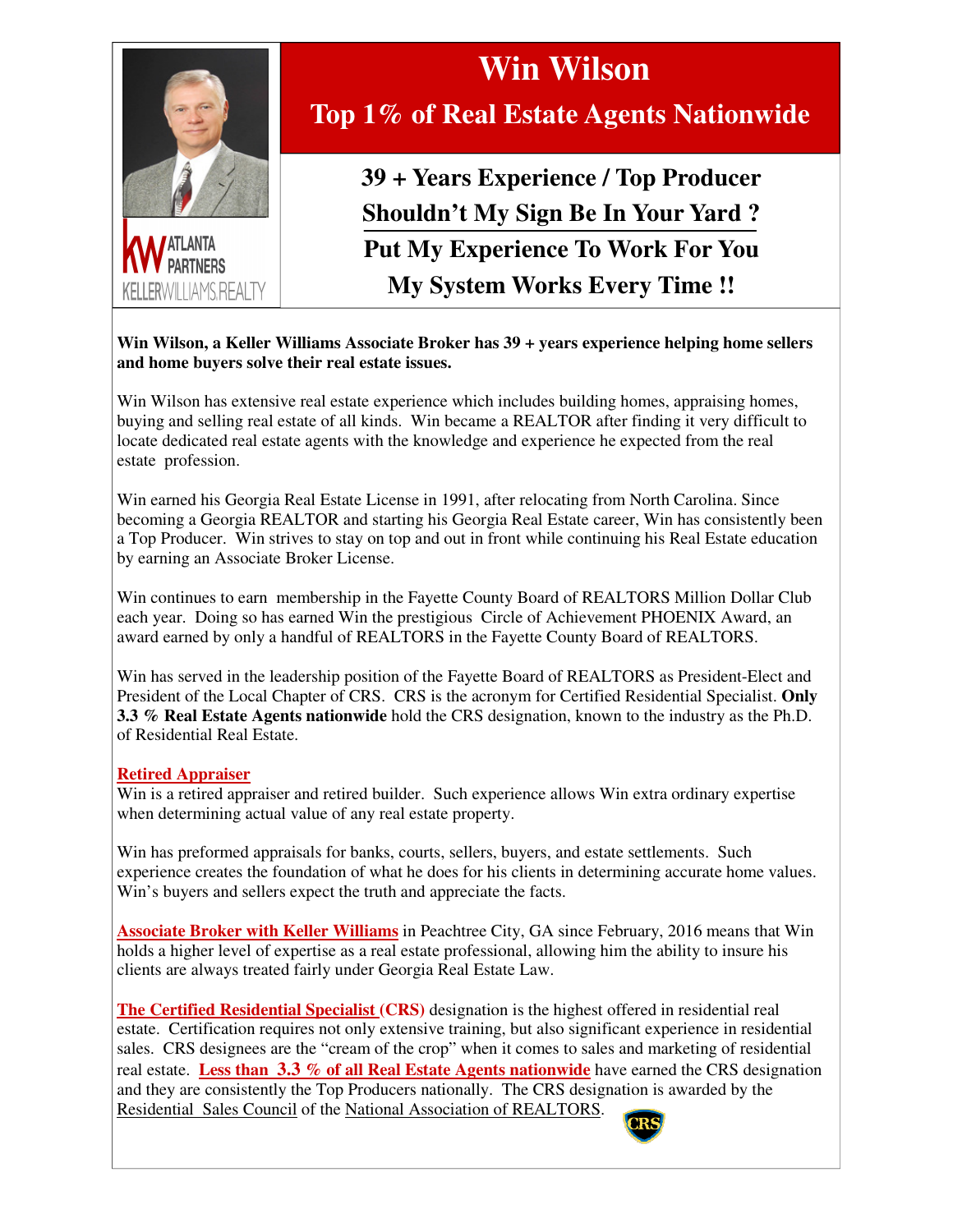# Win Wilson

## Top 1% of Real Estate Agents Nationwide

**39 + Years Experience / Top Producer**

**Shouldn't My Sign Be In Your Yard ?**

**Put My Experience To Work For You**

**My System Works Every Time !!**

ATLANTA PARTNERS
KELLERWILLIAMS.REALTY

**Win Wilson, a Keller Williams Associate Broker has 39 + years experience helping home sellers and home buyers solve their real estate issues.**

Win Wilson has extensive real estate experience which includes building homes, appraising homes, buying and selling real estate of all kinds. Win became a REALTOR after finding it very difficult to locate dedicated real estate agents with the knowledge and experience he expected from the real estate profession.

Win earned his Georgia Real Estate License in 1991, after relocating from North Carolina. Since becoming a Georgia REALTOR and starting his Georgia Real Estate career, Win has consistently been a Top Producer. Win strives to stay on top and out in front while continuing his Real Estate education by earning an Associate Broker License.

Win continues to earn membership in the Fayette County Board of REALTORS Million Dollar Club each year. Doing so has earned Win the prestigious Circle of Achievement PHOENIX Award, an award earned by only a handful of REALTORS in the Fayette County Board of REALTORS.

Win has served in the leadership position of the Fayette Board of REALTORS as President-Elect and President of the Local Chapter of CRS. CRS is the acronym for Certified Residential Specialist. **Only 3.3 % Real Estate Agents nationwide** hold the CRS designation, known to the industry as the Ph.D. of Residential Real Estate.

**Retired Appraiser**
Win is a retired appraiser and retired builder. Such experience allows Win extra ordinary expertise when determining actual value of any real estate property.

Win has preformed appraisals for banks, courts, sellers, buyers, and estate settlements. Such experience creates the foundation of what he does for his clients in determining accurate home values. Win's buyers and sellers expect the truth and appreciate the facts.

**Associate Broker with Keller Williams** in Peachtree City, GA since February, 2016 means that Win holds a higher level of expertise as a real estate professional, allowing him the ability to insure his clients are always treated fairly under Georgia Real Estate Law.

**The Certified Residential Specialist (CRS)** designation is the highest offered in residential real estate. Certification requires not only extensive training, but also significant experience in residential sales. CRS designees are the "cream of the crop" when it comes to sales and marketing of residential real estate. **Less than 3.3 % of all Real Estate Agents nationwide** have earned the CRS designation and they are consistently the Top Producers nationally. The CRS designation is awarded by the Residential Sales Council of the National Association of REALTORS.

CRS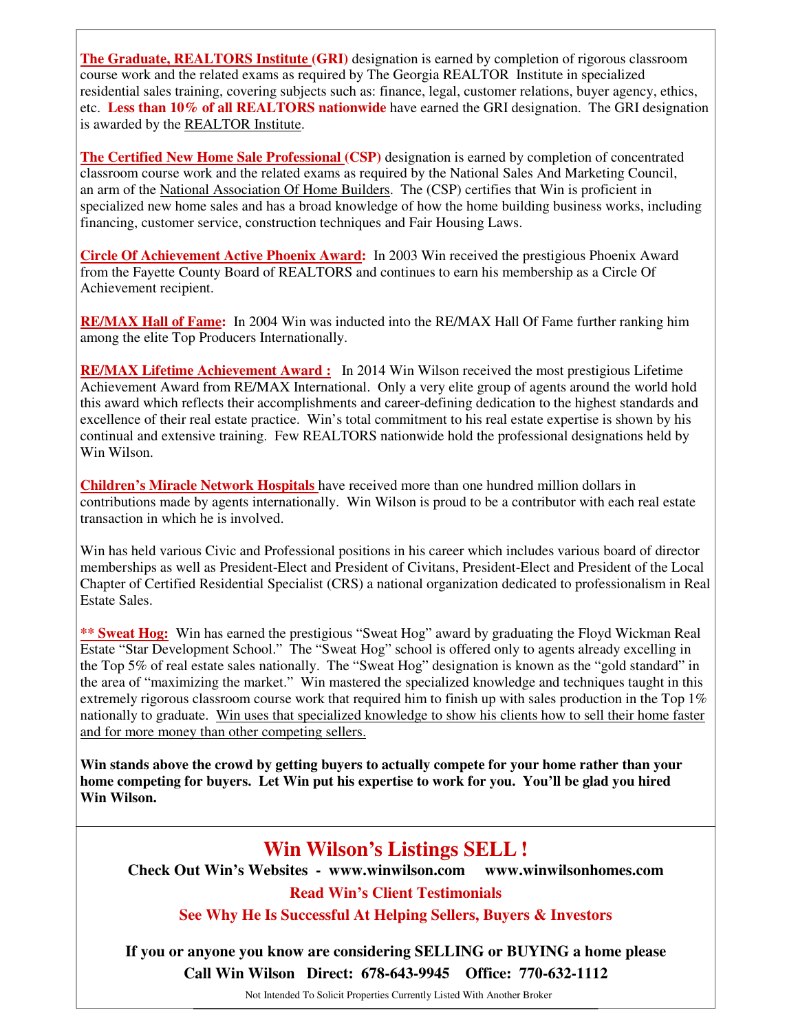**The Graduate, REALTORS Institute (GRI)** designation is earned by completion of rigorous classroom course work and the related exams as required by The Georgia REALTOR Institute in specialized residential sales training, covering subjects such as: finance, legal, customer relations, buyer agency, ethics, etc. **Less than 10% of all REALTORS nationwide** have earned the GRI designation. The GRI designation is awarded by the REALTOR Institute.

**The Certified New Home Sale Professional (CSP)** designation is earned by completion of concentrated classroom course work and the related exams as required by the National Sales And Marketing Council, an arm of the National Association Of Home Builders. The (CSP) certifies that Win is proficient in specialized new home sales and has a broad knowledge of how the home building business works, including financing, customer service, construction techniques and Fair Housing Laws.

**Circle Of Achievement Active Phoenix Award:** In 2003 Win received the prestigious Phoenix Award from the Fayette County Board of REALTORS and continues to earn his membership as a Circle Of Achievement recipient.

**RE/MAX Hall of Fame:** In 2004 Win was inducted into the RE/MAX Hall Of Fame further ranking him among the elite Top Producers Internationally.

**RE/MAX Lifetime Achievement Award :** In 2014 Win Wilson received the most prestigious Lifetime Achievement Award from RE/MAX International. Only a very elite group of agents around the world hold this award which reflects their accomplishments and career-defining dedication to the highest standards and excellence of their real estate practice. Win's total commitment to his real estate expertise is shown by his continual and extensive training. Few REALTORS nationwide hold the professional designations held by Win Wilson.

**Children's Miracle Network Hospitals** have received more than one hundred million dollars in contributions made by agents internationally. Win Wilson is proud to be a contributor with each real estate transaction in which he is involved.

Win has held various Civic and Professional positions in his career which includes various board of director memberships as well as President-Elect and President of Civitans, President-Elect and President of the Local Chapter of Certified Residential Specialist (CRS) a national organization dedicated to professionalism in Real Estate Sales.

**** Sweat Hog:** Win has earned the prestigious "Sweat Hog" award by graduating the Floyd Wickman Real Estate "Star Development School." The "Sweat Hog" school is offered only to agents already excelling in the Top 5% of real estate sales nationally. The "Sweat Hog" designation is known as the "gold standard" in the area of "maximizing the market." Win mastered the specialized knowledge and techniques taught in this extremely rigorous classroom course work that required him to finish up with sales production in the Top 1% nationally to graduate. Win uses that specialized knowledge to show his clients how to sell their home faster and for more money than other competing sellers.

**Win stands above the crowd by getting buyers to actually compete for your home rather than your home competing for buyers. Let Win put his expertise to work for you. You'll be glad you hired Win Wilson.**

## Win Wilson's Listings SELL !

**Check Out Win's Websites - www.winwilson.com www.winwilsonhomes.com**

**Read Win's Client Testimonials**

**See Why He Is Successful At Helping Sellers, Buyers & Investors**

**If you or anyone you know are considering SELLING or BUYING a home please Call Win Wilson Direct: 678-643-9945 Office: 770-632-1112**

Not Intended To Solicit Properties Currently Listed With Another Broker